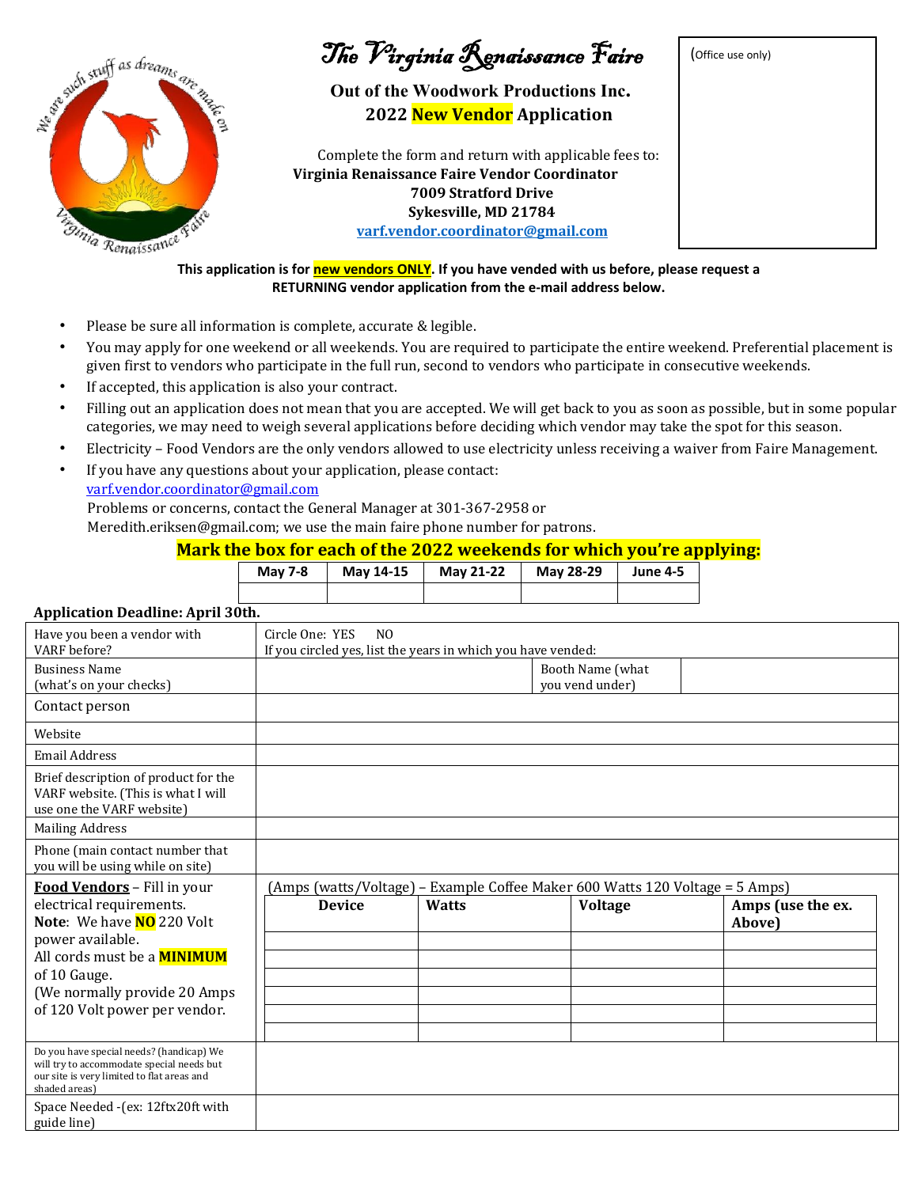# The Virginia Renaissance Faire

**Out of the Woodwork Productions Inc.**
**2022 New Vendor Application**

Complete the form and return with applicable fees to:
**Virginia Renaissance Faire Vendor Coordinator**
**7009 Stratford Drive**
**Sykesville, MD 21784**
**varf.vendor.coordinator@gmail.com**

(Office use only)

**This application is for new vendors ONLY. If you have vended with us before, please request a RETURNING vendor application from the e-mail address below.**

- Please be sure all information is complete, accurate & legible.
- You may apply for one weekend or all weekends. You are required to participate the entire weekend. Preferential placement is given first to vendors who participate in the full run, second to vendors who participate in consecutive weekends.
- If accepted, this application is also your contract.
- Filling out an application does not mean that you are accepted. We will get back to you as soon as possible, but in some popular categories, we may need to weigh several applications before deciding which vendor may take the spot for this season.
- Electricity – Food Vendors are the only vendors allowed to use electricity unless receiving a waiver from Faire Management.
- If you have any questions about your application, please contact: varf.vendor.coordinator@gmail.com
  Problems or concerns, contact the General Manager at 301-367-2958 or Meredith.eriksen@gmail.com; we use the main faire phone number for patrons.

**Mark the box for each of the 2022 weekends for which you're applying:**

| May 7-8 | May 14-15 | May 21-22 | May 28-29 | June 4-5 |
|---|---|---|---|---|
| | | | | |

**Application Deadline: April 30th.**

| | | | |
|---|---|---|---|
| Have you been a vendor with VARF before? | Circle One: YES NO<br>If you circled yes, list the years in which you have vended: | | |
| Business Name (what's on your checks) | | Booth Name (what you vend under) | |
| Contact person | | | |
| Website | | | |
| Email Address | | | |
| Brief description of product for the VARF website. (This is what I will use one the VARF website) | | | |
| Mailing Address | | | |
| Phone (main contact number that you will be using while on site) | | | |

**Food Vendors** – Fill in your electrical requirements.
**Note**: We have **NO** 220 Volt power available.
All cords must be a **MINIMUM** of 10 Gauge.
(We normally provide 20 Amps of 120 Volt power per vendor.

(Amps (watts/Voltage) – Example Coffee Maker 600 Watts 120 Voltage = 5 Amps)

| Device | Watts | Voltage | Amps (use the ex. Above) |
|---|---|---|---|
| | | | |
| | | | |
| | | | |
| | | | |
| | | | |
| | | | |

| | |
|---|---|
| Do you have special needs? (handicap) We will try to accommodate special needs but our site is very limited to flat areas and shaded areas) | |
| Space Needed -(ex: 12ftx20ft with guide line) | |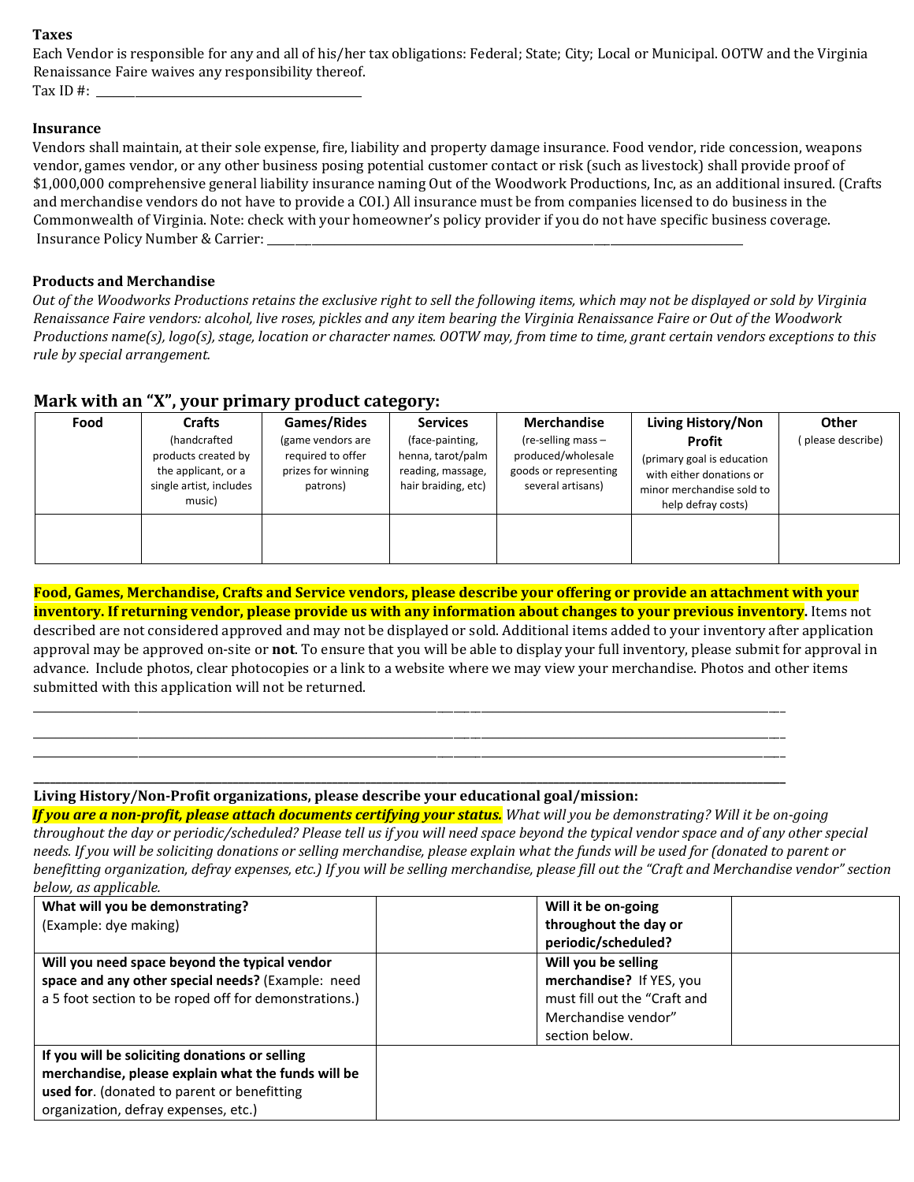**Taxes**

Each Vendor is responsible for any and all of his/her tax obligations: Federal; State; City; Local or Municipal. OOTW and the Virginia Renaissance Faire waives any responsibility thereof.

Tax ID #: ___________________________________________

**Insurance**

Vendors shall maintain, at their sole expense, fire, liability and property damage insurance. Food vendor, ride concession, weapons vendor, games vendor, or any other business posing potential customer contact or risk (such as livestock) shall provide proof of $1,000,000 comprehensive general liability insurance naming Out of the Woodwork Productions, Inc, as an additional insured. (Crafts and merchandise vendors do not have to provide a COI.) All insurance must be from companies licensed to do business in the Commonwealth of Virginia. Note: check with your homeowner's policy provider if you do not have specific business coverage.

Insurance Policy Number & Carrier: ___________________________________________________________________________________

**Products and Merchandise**

*Out of the Woodworks Productions retains the exclusive right to sell the following items, which may not be displayed or sold by Virginia Renaissance Faire vendors: alcohol, live roses, pickles and any item bearing the Virginia Renaissance Faire or Out of the Woodwork Productions name(s), logo(s), stage, location or character names. OOTW may, from time to time, grant certain vendors exceptions to this rule by special arrangement.*

## Mark with an "X", your primary product category:

| Food | Crafts (handcrafted products created by the applicant, or a single artist, includes music) | Games/Rides (game vendors are required to offer prizes for winning patrons) | Services (face-painting, henna, tarot/palm reading, massage, hair braiding, etc) | Merchandise (re-selling mass – produced/wholesale goods or representing several artisans) | Living History/Non Profit (primary goal is education with either donations or minor merchandise sold to help defray costs) | Other ( please describe) |
|---|---|---|---|---|---|---|
| | | | | | | |

**Food, Games, Merchandise, Crafts and Service vendors, please describe your offering or provide an attachment with your inventory. If returning vendor, please provide us with any information about changes to your previous inventory.** Items not described are not considered approved and may not be displayed or sold. Additional items added to your inventory after application approval may be approved on-site or **not**. To ensure that you will be able to display your full inventory, please submit for approval in advance. Include photos, clear photocopies or a link to a website where we may view your merchandise. Photos and other items submitted with this application will not be returned.

_____________________________________________________________________________________________________

_____________________________________________________________________________________________________

_____________________________________________________________________________________________________

_____________________________________________________________________________________________________

**Living History/Non-Profit organizations, please describe your educational goal/mission:**

***If you are a non-profit, please attach documents certifying your status.*** *What will you be demonstrating? Will it be on-going throughout the day or periodic/scheduled? Please tell us if you will need space beyond the typical vendor space and of any other special needs. If you will be soliciting donations or selling merchandise, please explain what the funds will be used for (donated to parent or benefitting organization, defray expenses, etc.) If you will be selling merchandise, please fill out the "Craft and Merchandise vendor" section below, as applicable.*

| **What will you be demonstrating?** (Example: dye making) | | **Will it be on-going throughout the day or periodic/scheduled?** | |
|---|---|---|---|
| **Will you need space beyond the typical vendor space and any other special needs?** (Example: need a 5 foot section to be roped off for demonstrations.) | | **Will you be selling merchandise?** If YES, you must fill out the "Craft and Merchandise vendor" section below. | |
| **If you will be soliciting donations or selling merchandise, please explain what the funds will be used for**. (donated to parent or benefitting organization, defray expenses, etc.) | | | |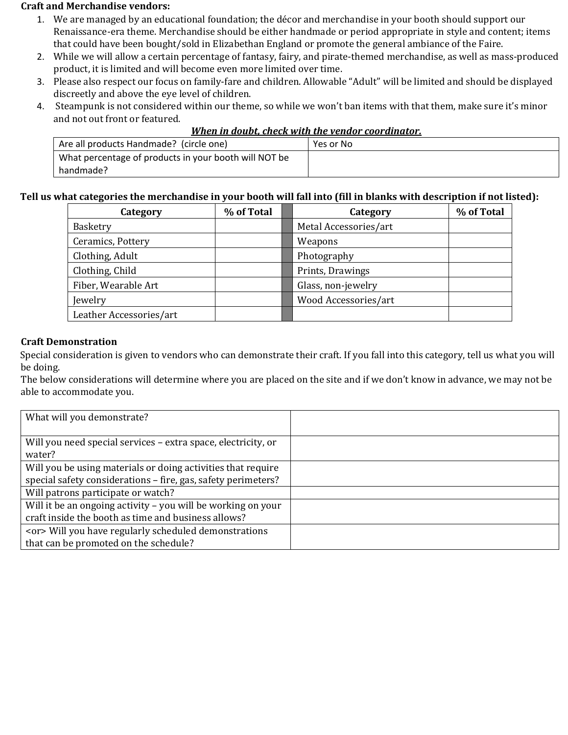**Craft and Merchandise vendors:**

1. We are managed by an educational foundation; the décor and merchandise in your booth should support our Renaissance-era theme. Merchandise should be either handmade or period appropriate in style and content; items that could have been bought/sold in Elizabethan England or promote the general ambiance of the Faire.
2. While we will allow a certain percentage of fantasy, fairy, and pirate-themed merchandise, as well as mass-produced product, it is limited and will become even more limited over time.
3. Please also respect our focus on family-fare and children. Allowable "Adult" will be limited and should be displayed discreetly and above the eye level of children.
4. Steampunk is not considered within our theme, so while we won't ban items with that them, make sure it's minor and not out front or featured.

***When in doubt, check with the vendor coordinator.***

| | |
|---|---|
| Are all products Handmade? (circle one) | Yes or No |
| What percentage of products in your booth will NOT be handmade? | |

**Tell us what categories the merchandise in your booth will fall into (fill in blanks with description if not listed):**

| Category | % of Total | | Category | % of Total |
|---|---|---|---|---|
| Basketry | | | Metal Accessories/art | |
| Ceramics, Pottery | | | Weapons | |
| Clothing, Adult | | | Photography | |
| Clothing, Child | | | Prints, Drawings | |
| Fiber, Wearable Art | | | Glass, non-jewelry | |
| Jewelry | | | Wood Accessories/art | |
| Leather Accessories/art | | | | |

**Craft Demonstration**

Special consideration is given to vendors who can demonstrate their craft. If you fall into this category, tell us what you will be doing.

The below considerations will determine where you are placed on the site and if we don't know in advance, we may not be able to accommodate you.

| | |
|---|---|
| What will you demonstrate? | |
| Will you need special services – extra space, electricity, or water? | |
| Will you be using materials or doing activities that require special safety considerations – fire, gas, safety perimeters? | |
| Will patrons participate or watch? | |
| Will it be an ongoing activity – you will be working on your craft inside the booth as time and business allows? | |
| <or> Will you have regularly scheduled demonstrations that can be promoted on the schedule? | |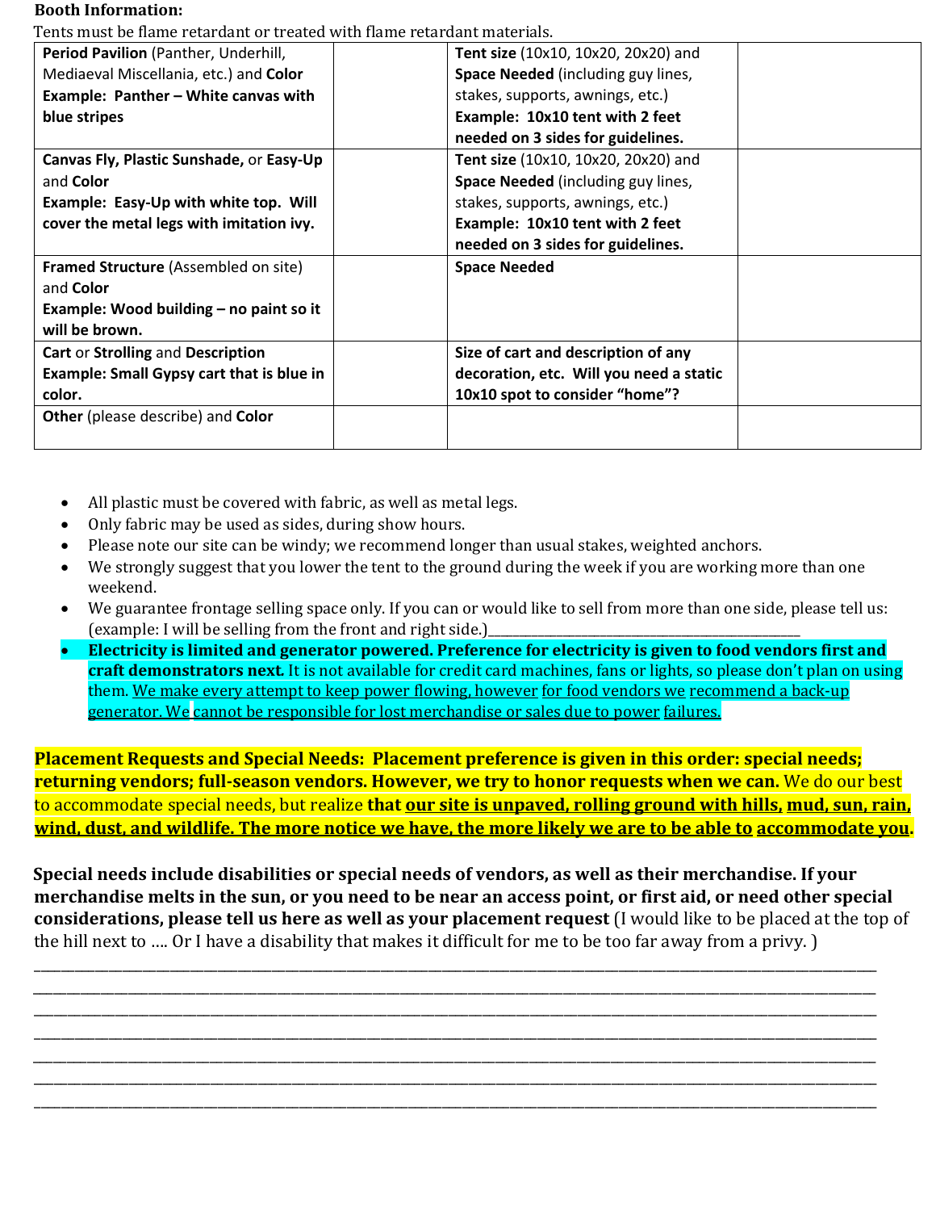**Booth Information:**

Tents must be flame retardant or treated with flame retardant materials.

| | | | |
|---|---|---|---|
| **Period Pavilion** (Panther, Underhill, Mediaeval Miscellania, etc.) and **Color**<br>**Example: Panther – White canvas with blue stripes** | | **Tent size** (10x10, 10x20, 20x20) and **Space Needed** (including guy lines, stakes, supports, awnings, etc.)<br>**Example: 10x10 tent with 2 feet needed on 3 sides for guidelines.** | |
| **Canvas Fly, Plastic Sunshade,** or **Easy-Up** and **Color**<br>**Example: Easy-Up with white top. Will cover the metal legs with imitation ivy.** | | **Tent size** (10x10, 10x20, 20x20) and **Space Needed** (including guy lines, stakes, supports, awnings, etc.)<br>**Example: 10x10 tent with 2 feet needed on 3 sides for guidelines.** | |
| **Framed Structure** (Assembled on site) and **Color**<br>**Example: Wood building – no paint so it will be brown.** | | **Space Needed** | |
| **Cart** or **Strolling** and **Description**<br>**Example: Small Gypsy cart that is blue in color.** | | **Size of cart and description of any decoration, etc. Will you need a static 10x10 spot to consider "home"?** | |
| **Other** (please describe) and **Color** | | | |

- All plastic must be covered with fabric, as well as metal legs.
- Only fabric may be used as sides, during show hours.
- Please note our site can be windy; we recommend longer than usual stakes, weighted anchors.
- We strongly suggest that you lower the tent to the ground during the week if you are working more than one weekend.
- We guarantee frontage selling space only. If you can or would like to sell from more than one side, please tell us: (example: I will be selling from the front and right side.)_______________________________________________
- **Electricity is limited and generator powered. Preference for electricity is given to food vendors first and craft demonstrators next.** It is not available for credit card machines, fans or lights, so please don't plan on using them. We make every attempt to keep power flowing, however for food vendors we recommend a back-up generator. We cannot be responsible for lost merchandise or sales due to power failures.

**Placement Requests and Special Needs: Placement preference is given in this order: special needs; returning vendors; full-season vendors. However, we try to honor requests when we can.** We do our best to accommodate special needs, but realize **that our site is unpaved, rolling ground with hills, mud, sun, rain, wind, dust, and wildlife. The more notice we have, the more likely we are to be able to accommodate you.**

**Special needs include disabilities or special needs of vendors, as well as their merchandise. If your merchandise melts in the sun, or you need to be near an access point, or first aid, or need other special considerations, please tell us here as well as your placement request** (I would like to be placed at the top of the hill next to …. Or I have a disability that makes it difficult for me to be too far away from a privy. )

_______________________________________________________________________________________________

_______________________________________________________________________________________________

_______________________________________________________________________________________________

_______________________________________________________________________________________________

_______________________________________________________________________________________________

_______________________________________________________________________________________________

_______________________________________________________________________________________________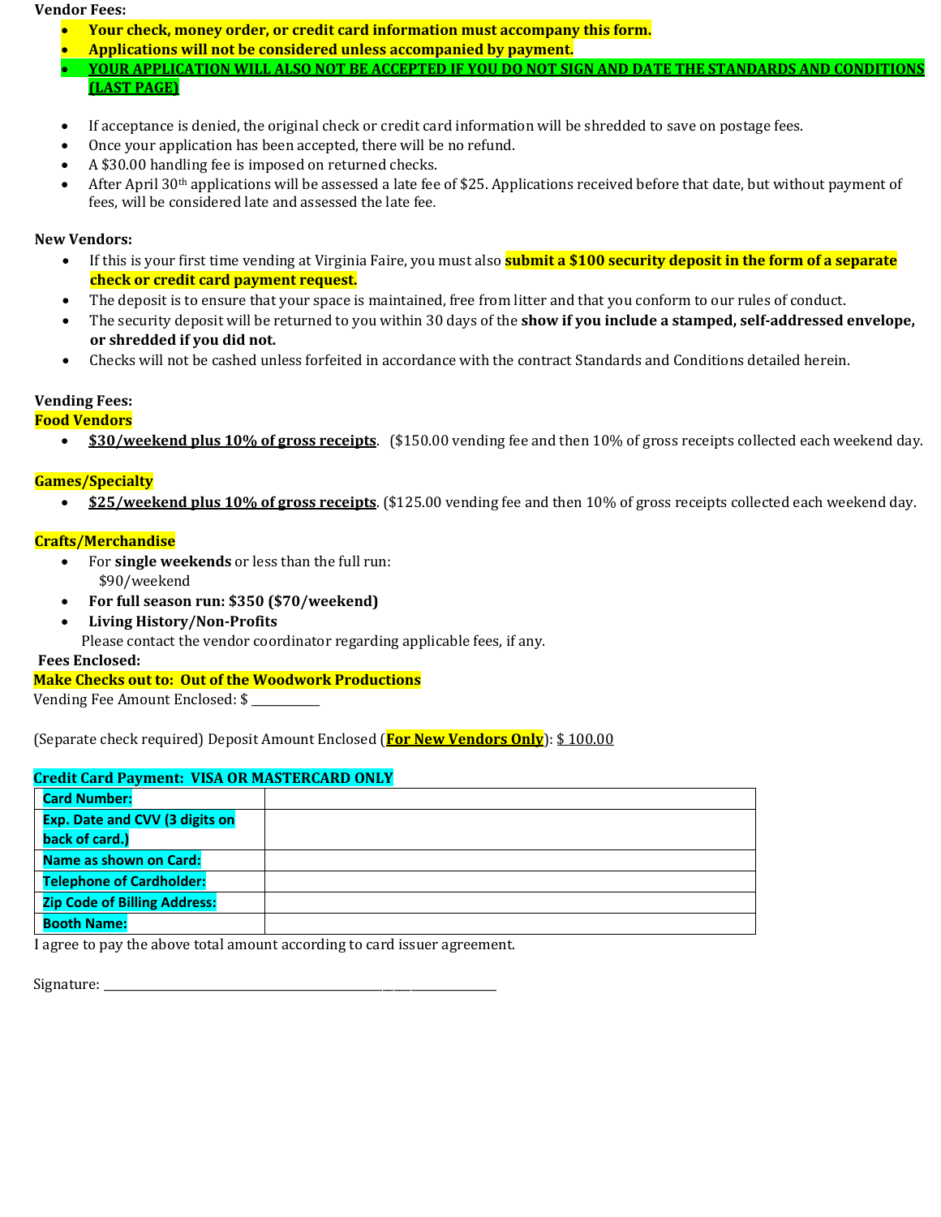**Vendor Fees:**

- **Your check, money order, or credit card information must accompany this form.**
- **Applications will not be considered unless accompanied by payment.**
- **YOUR APPLICATION WILL ALSO NOT BE ACCEPTED IF YOU DO NOT SIGN AND DATE THE STANDARDS AND CONDITIONS (LAST PAGE)**

- If acceptance is denied, the original check or credit card information will be shredded to save on postage fees.
- Once your application has been accepted, there will be no refund.
- A $30.00 handling fee is imposed on returned checks.
- After April 30th applications will be assessed a late fee of $25. Applications received before that date, but without payment of fees, will be considered late and assessed the late fee.

**New Vendors:**

- If this is your first time vending at Virginia Faire, you must also **submit a $100 security deposit in the form of a separate check or credit card payment request.**
- The deposit is to ensure that your space is maintained, free from litter and that you conform to our rules of conduct.
- The security deposit will be returned to you within 30 days of the **show if you include a stamped, self-addressed envelope, or shredded if you did not.**
- Checks will not be cashed unless forfeited in accordance with the contract Standards and Conditions detailed herein.

**Vending Fees:**

**Food Vendors**

- **$30/weekend plus 10% of gross receipts**. ($150.00 vending fee and then 10% of gross receipts collected each weekend day.

**Games/Specialty**

- **$25/weekend plus 10% of gross receipts**. ($125.00 vending fee and then 10% of gross receipts collected each weekend day.

**Crafts/Merchandise**

- For **single weekends** or less than the full run:
  $90/weekend
- **For full season run: $350 ($70/weekend)**
- **Living History/Non-Profits**
  Please contact the vendor coordinator regarding applicable fees, if any.

**Fees Enclosed:**

**Make Checks out to: Out of the Woodwork Productions**

Vending Fee Amount Enclosed: $ __________

(Separate check required) Deposit Amount Enclosed (**For New Vendors Only**): $ 100.00

**Credit Card Payment: VISA OR MASTERCARD ONLY**

| | |
|---|---|
| **Card Number:** | |
| **Exp. Date and CVV (3 digits on back of card.)** | |
| **Name as shown on Card:** | |
| **Telephone of Cardholder:** | |
| **Zip Code of Billing Address:** | |
| **Booth Name:** | |

I agree to pay the above total amount according to card issuer agreement.

Signature: ______________________________________________________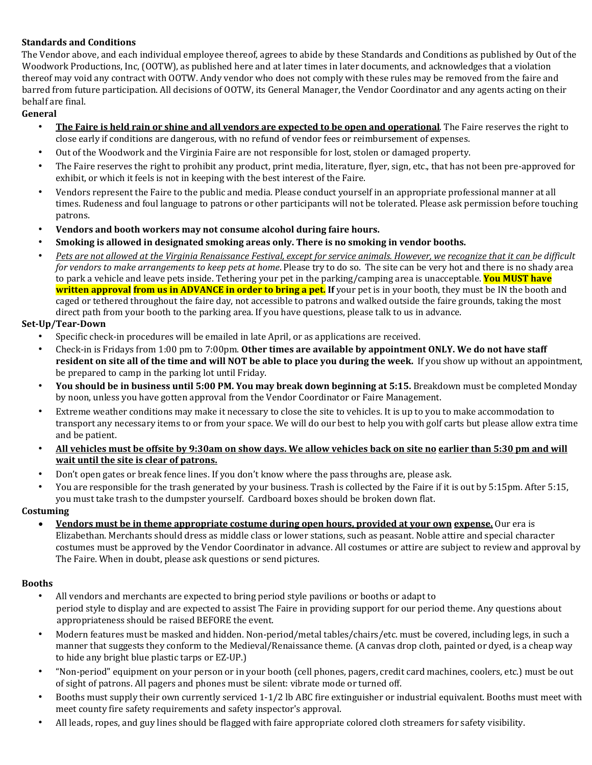**Standards and Conditions**

The Vendor above, and each individual employee thereof, agrees to abide by these Standards and Conditions as published by Out of the Woodwork Productions, Inc, (OOTW), as published here and at later times in later documents, and acknowledges that a violation thereof may void any contract with OOTW. Andy vendor who does not comply with these rules may be removed from the faire and barred from future participation. All decisions of OOTW, its General Manager, the Vendor Coordinator and any agents acting on their behalf are final.

**General**

- **The Faire is held rain or shine and all vendors are expected to be open and operational**. The Faire reserves the right to close early if conditions are dangerous, with no refund of vendor fees or reimbursement of expenses.
- Out of the Woodwork and the Virginia Faire are not responsible for lost, stolen or damaged property.
- The Faire reserves the right to prohibit any product, print media, literature, flyer, sign, etc., that has not been pre-approved for exhibit, or which it feels is not in keeping with the best interest of the Faire.
- Vendors represent the Faire to the public and media. Please conduct yourself in an appropriate professional manner at all times. Rudeness and foul language to patrons or other participants will not be tolerated. Please ask permission before touching patrons.
- **Vendors and booth workers may not consume alcohol during faire hours.**
- **Smoking is allowed in designated smoking areas only. There is no smoking in vendor booths.**
- *Pets are not allowed at the Virginia Renaissance Festival, except for service animals. However, we recognize that it can be difficult for vendors to make arrangements to keep pets at home*. Please try to do so. The site can be very hot and there is no shady area to park a vehicle and leave pets inside. Tethering your pet in the parking/camping area is unacceptable. **You MUST have written approval from us in ADVANCE in order to bring a pet. If** your pet is in your booth, they must be IN the booth and caged or tethered throughout the faire day, not accessible to patrons and walked outside the faire grounds, taking the most direct path from your booth to the parking area. If you have questions, please talk to us in advance.

**Set-Up/Tear-Down**

- Specific check-in procedures will be emailed in late April, or as applications are received.
- Check-in is Fridays from 1:00 pm to 7:00pm. **Other times are available by appointment ONLY. We do not have staff resident on site all of the time and will NOT be able to place you during the week.** If you show up without an appointment, be prepared to camp in the parking lot until Friday.
- **You should be in business until 5:00 PM. You may break down beginning at 5:15.** Breakdown must be completed Monday by noon, unless you have gotten approval from the Vendor Coordinator or Faire Management.
- Extreme weather conditions may make it necessary to close the site to vehicles. It is up to you to make accommodation to transport any necessary items to or from your space. We will do our best to help you with golf carts but please allow extra time and be patient.
- **All vehicles must be offsite by 9:30am on show days. We allow vehicles back on site no earlier than 5:30 pm and will wait until the site is clear of patrons.**
- Don't open gates or break fence lines. If you don't know where the pass throughs are, please ask.
- You are responsible for the trash generated by your business. Trash is collected by the Faire if it is out by 5:15pm. After 5:15, you must take trash to the dumpster yourself. Cardboard boxes should be broken down flat.

**Costuming**

- **Vendors must be in theme appropriate costume during open hours, provided at your own expense.** Our era is Elizabethan. Merchants should dress as middle class or lower stations, such as peasant. Noble attire and special character costumes must be approved by the Vendor Coordinator in advance. All costumes or attire are subject to review and approval by The Faire. When in doubt, please ask questions or send pictures.

**Booths**

- All vendors and merchants are expected to bring period style pavilions or booths or adapt to period style to display and are expected to assist The Faire in providing support for our period theme. Any questions about appropriateness should be raised BEFORE the event.
- Modern features must be masked and hidden. Non-period/metal tables/chairs/etc. must be covered, including legs, in such a manner that suggests they conform to the Medieval/Renaissance theme. (A canvas drop cloth, painted or dyed, is a cheap way to hide any bright blue plastic tarps or EZ-UP.)
- "Non-period" equipment on your person or in your booth (cell phones, pagers, credit card machines, coolers, etc.) must be out of sight of patrons. All pagers and phones must be silent: vibrate mode or turned off.
- Booths must supply their own currently serviced 1-1/2 lb ABC fire extinguisher or industrial equivalent. Booths must meet with meet county fire safety requirements and safety inspector's approval.
- All leads, ropes, and guy lines should be flagged with faire appropriate colored cloth streamers for safety visibility.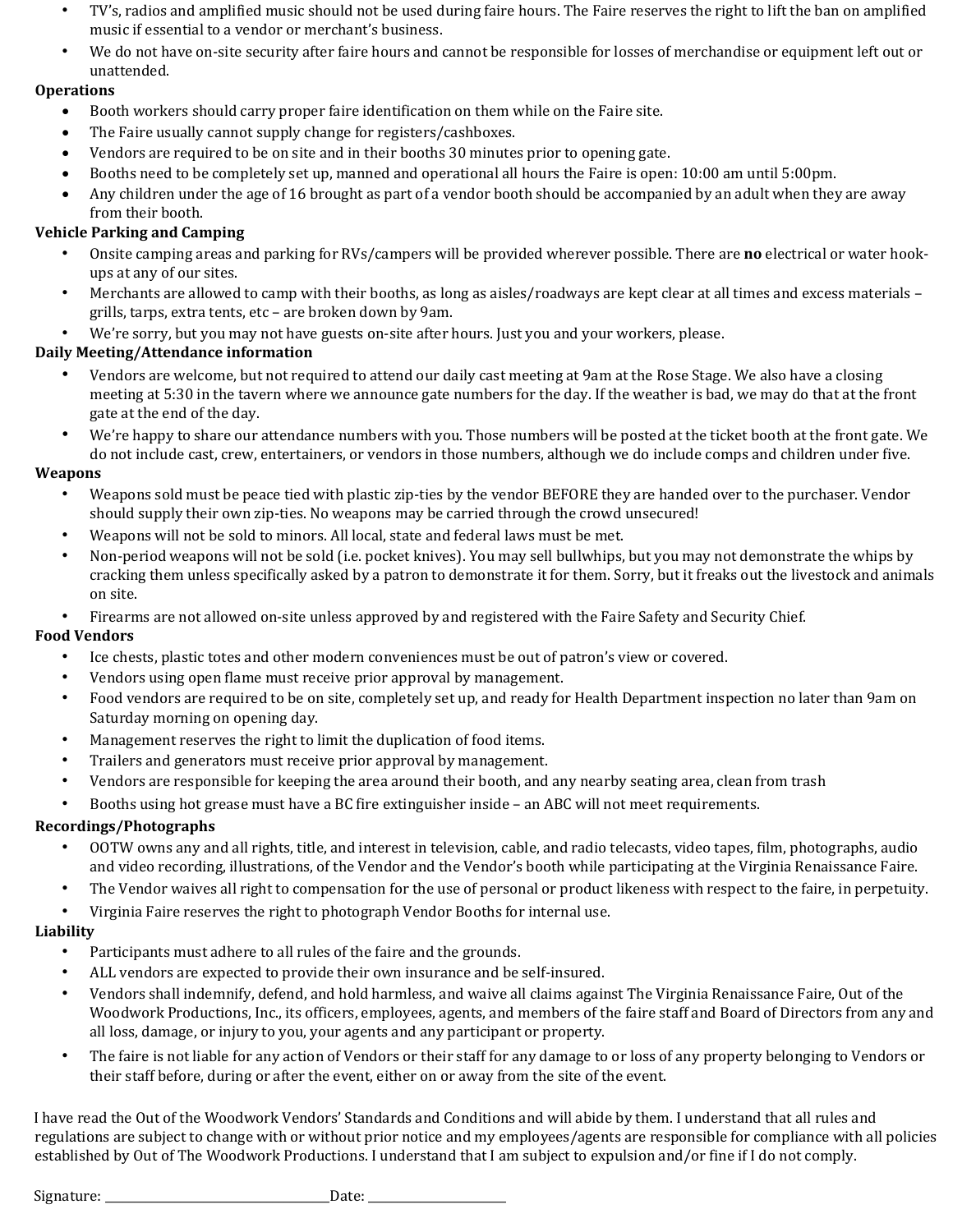- TV's, radios and amplified music should not be used during faire hours. The Faire reserves the right to lift the ban on amplified music if essential to a vendor or merchant's business.
- We do not have on-site security after faire hours and cannot be responsible for losses of merchandise or equipment left out or unattended.

**Operations**

- Booth workers should carry proper faire identification on them while on the Faire site.
- The Faire usually cannot supply change for registers/cashboxes.
- Vendors are required to be on site and in their booths 30 minutes prior to opening gate.
- Booths need to be completely set up, manned and operational all hours the Faire is open: 10:00 am until 5:00pm.
- Any children under the age of 16 brought as part of a vendor booth should be accompanied by an adult when they are away from their booth.

**Vehicle Parking and Camping**

- Onsite camping areas and parking for RVs/campers will be provided wherever possible. There are **no** electrical or water hook-ups at any of our sites.
- Merchants are allowed to camp with their booths, as long as aisles/roadways are kept clear at all times and excess materials – grills, tarps, extra tents, etc – are broken down by 9am.
- We're sorry, but you may not have guests on-site after hours. Just you and your workers, please.

**Daily Meeting/Attendance information**

- Vendors are welcome, but not required to attend our daily cast meeting at 9am at the Rose Stage. We also have a closing meeting at 5:30 in the tavern where we announce gate numbers for the day. If the weather is bad, we may do that at the front gate at the end of the day.
- We're happy to share our attendance numbers with you. Those numbers will be posted at the ticket booth at the front gate. We do not include cast, crew, entertainers, or vendors in those numbers, although we do include comps and children under five.

**Weapons**

- Weapons sold must be peace tied with plastic zip-ties by the vendor BEFORE they are handed over to the purchaser. Vendor should supply their own zip-ties. No weapons may be carried through the crowd unsecured!
- Weapons will not be sold to minors. All local, state and federal laws must be met.
- Non-period weapons will not be sold (i.e. pocket knives). You may sell bullwhips, but you may not demonstrate the whips by cracking them unless specifically asked by a patron to demonstrate it for them. Sorry, but it freaks out the livestock and animals on site.
- Firearms are not allowed on-site unless approved by and registered with the Faire Safety and Security Chief.

**Food Vendors**

- Ice chests, plastic totes and other modern conveniences must be out of patron's view or covered.
- Vendors using open flame must receive prior approval by management.
- Food vendors are required to be on site, completely set up, and ready for Health Department inspection no later than 9am on Saturday morning on opening day.
- Management reserves the right to limit the duplication of food items.
- Trailers and generators must receive prior approval by management.
- Vendors are responsible for keeping the area around their booth, and any nearby seating area, clean from trash
- Booths using hot grease must have a BC fire extinguisher inside – an ABC will not meet requirements.

**Recordings/Photographs**

- OOTW owns any and all rights, title, and interest in television, cable, and radio telecasts, video tapes, film, photographs, audio and video recording, illustrations, of the Vendor and the Vendor's booth while participating at the Virginia Renaissance Faire.
- The Vendor waives all right to compensation for the use of personal or product likeness with respect to the faire, in perpetuity.
- Virginia Faire reserves the right to photograph Vendor Booths for internal use.

**Liability**

- Participants must adhere to all rules of the faire and the grounds.
- ALL vendors are expected to provide their own insurance and be self-insured.
- Vendors shall indemnify, defend, and hold harmless, and waive all claims against The Virginia Renaissance Faire, Out of the Woodwork Productions, Inc., its officers, employees, agents, and members of the faire staff and Board of Directors from any and all loss, damage, or injury to you, your agents and any participant or property.
- The faire is not liable for any action of Vendors or their staff for any damage to or loss of any property belonging to Vendors or their staff before, during or after the event, either on or away from the site of the event.

I have read the Out of the Woodwork Vendors' Standards and Conditions and will abide by them. I understand that all rules and regulations are subject to change with or without prior notice and my employees/agents are responsible for compliance with all policies established by Out of The Woodwork Productions. I understand that I am subject to expulsion and/or fine if I do not comply.

Signature: ______________________________ Date: ____________________